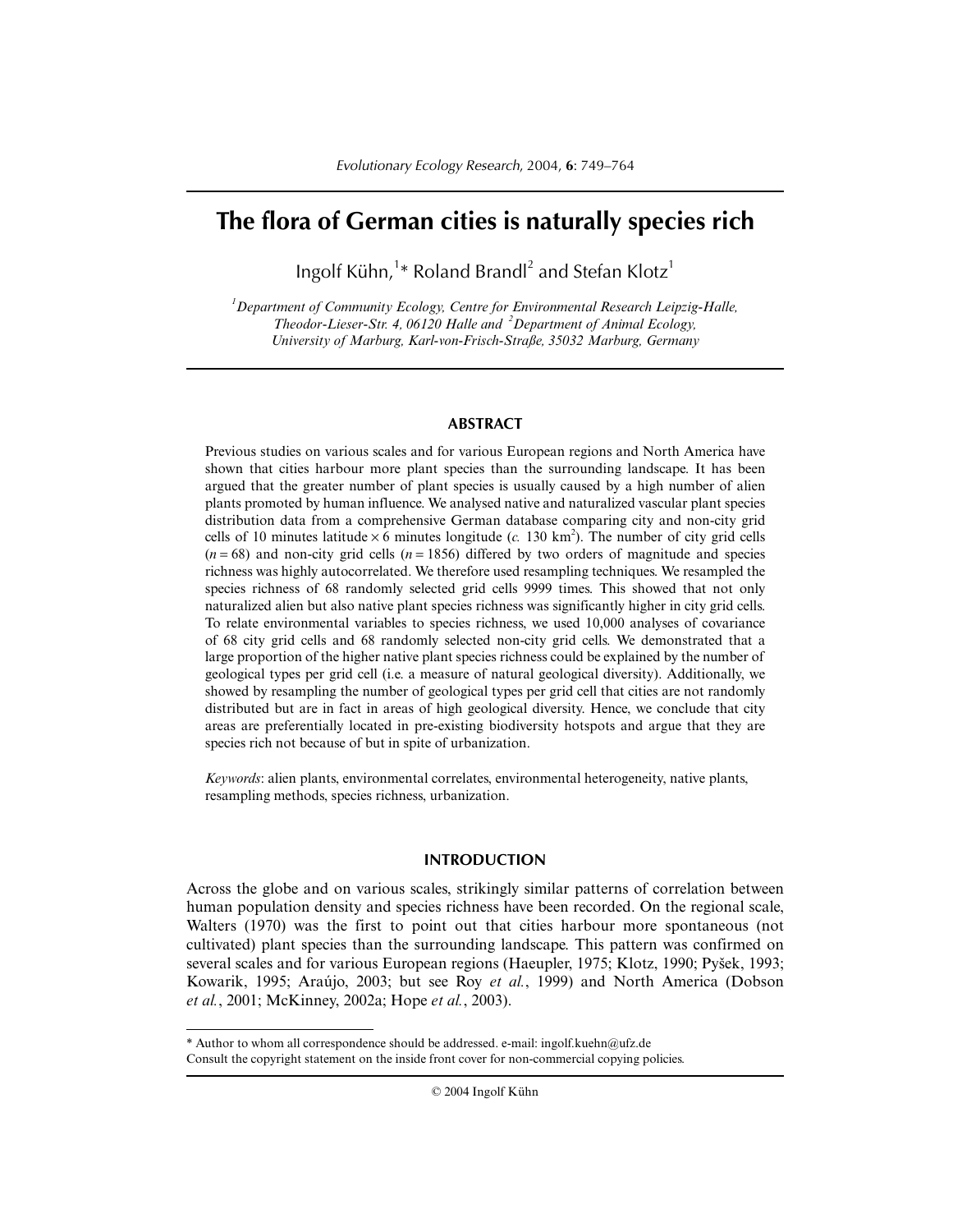# The flora of German cities is naturally species rich

Ingolf Kühn,[1]* Roland Brandl[2] and Stefan Klotz[1]

[1] *Department of Community Ecology, Centre for Environmental Research Leipzig-Halle, Theodor-Lieser-Str. 4, 06120 Halle and* [2] *Department of Animal Ecology, University of Marburg, Karl-von-Frisch-Straße, 35032 Marburg, Germany*

## ABSTRACT

Previous studies on various scales and for various European regions and North America have shown that cities harbour more plant species than the surrounding landscape. It has been argued that the greater number of plant species is usually caused by a high number of alien plants promoted by human influence. We analysed native and naturalized vascular plant species distribution data from a comprehensive German database comparing city and non-city grid cells of 10 minutes latitude × 6 minutes longitude (*c.* 130 km$^2$). The number of city grid cells ($n = 68$) and non-city grid cells ($n = 1856$) differed by two orders of magnitude and species richness was highly autocorrelated. We therefore used resampling techniques. We resampled the species richness of 68 randomly selected grid cells 9999 times. This showed that not only naturalized alien but also native plant species richness was significantly higher in city grid cells. To relate environmental variables to species richness, we used 10,000 analyses of covariance of 68 city grid cells and 68 randomly selected non-city grid cells. We demonstrated that a large proportion of the higher native plant species richness could be explained by the number of geological types per grid cell (i.e. a measure of natural geological diversity). Additionally, we showed by resampling the number of geological types per grid cell that cities are not randomly distributed but are in fact in areas of high geological diversity. Hence, we conclude that city areas are preferentially located in pre-existing biodiversity hotspots and argue that they are species rich not because of but in spite of urbanization.

*Keywords*: alien plants, environmental correlates, environmental heterogeneity, native plants, resampling methods, species richness, urbanization.

## INTRODUCTION

Across the globe and on various scales, strikingly similar patterns of correlation between human population density and species richness have been recorded. On the regional scale, Walters (1970) was the first to point out that cities harbour more spontaneous (not cultivated) plant species than the surrounding landscape. This pattern was confirmed on several scales and for various European regions (Haeupler, 1975; Klotz, 1990; Pyšek, 1993; Kowarik, 1995; Araújo, 2003; but see Roy *et al.*, 1999) and North America (Dobson *et al.*, 2001; McKinney, 2002a; Hope *et al.*, 2003).

---

* Author to whom all correspondence should be addressed. e-mail: ingolf.kuehn@ufz.de
Consult the copyright statement on the inside front cover for non-commercial copying policies.

© 2004 Ingolf Kühn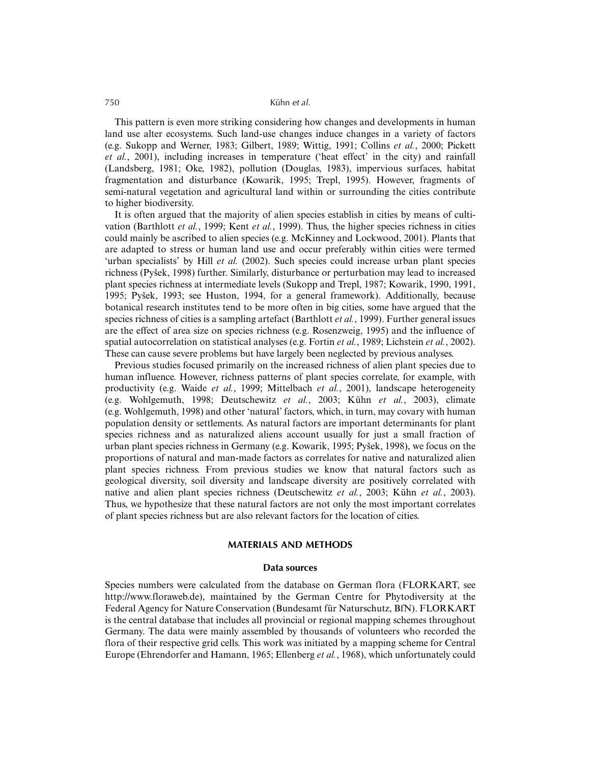This pattern is even more striking considering how changes and developments in human land use alter ecosystems. Such land-use changes induce changes in a variety of factors (e.g. Sukopp and Werner, 1983; Gilbert, 1989; Wittig, 1991; Collins *et al.*, 2000; Pickett *et al.*, 2001), including increases in temperature ('heat effect' in the city) and rainfall (Landsberg, 1981; Oke, 1982), pollution (Douglas, 1983), impervious surfaces, habitat fragmentation and disturbance (Kowarik, 1995; Trepl, 1995). However, fragments of semi-natural vegetation and agricultural land within or surrounding the cities contribute to higher biodiversity.

It is often argued that the majority of alien species establish in cities by means of cultivation (Barthlott *et al.*, 1999; Kent *et al.*, 1999). Thus, the higher species richness in cities could mainly be ascribed to alien species (e.g. McKinney and Lockwood, 2001). Plants that are adapted to stress or human land use and occur preferably within cities were termed 'urban specialists' by Hill *et al.* (2002). Such species could increase urban plant species richness (Pyšek, 1998) further. Similarly, disturbance or perturbation may lead to increased plant species richness at intermediate levels (Sukopp and Trepl, 1987; Kowarik, 1990, 1991, 1995; Pyšek, 1993; see Huston, 1994, for a general framework). Additionally, because botanical research institutes tend to be more often in big cities, some have argued that the species richness of cities is a sampling artefact (Barthlott *et al.*, 1999). Further general issues are the effect of area size on species richness (e.g. Rosenzweig, 1995) and the influence of spatial autocorrelation on statistical analyses (e.g. Fortin *et al.*, 1989; Lichstein *et al.*, 2002). These can cause severe problems but have largely been neglected by previous analyses.

Previous studies focused primarily on the increased richness of alien plant species due to human influence. However, richness patterns of plant species correlate, for example, with productivity (e.g. Waide *et al.*, 1999; Mittelbach *et al.*, 2001), landscape heterogeneity (e.g. Wohlgemuth, 1998; Deutschewitz *et al.*, 2003; Kühn *et al.*, 2003), climate (e.g. Wohlgemuth, 1998) and other 'natural' factors, which, in turn, may covary with human population density or settlements. As natural factors are important determinants for plant species richness and as naturalized aliens account usually for just a small fraction of urban plant species richness in Germany (e.g. Kowarik, 1995; Pyšek, 1998), we focus on the proportions of natural and man-made factors as correlates for native and naturalized alien plant species richness. From previous studies we know that natural factors such as geological diversity, soil diversity and landscape diversity are positively correlated with native and alien plant species richness (Deutschewitz *et al.*, 2003; Kühn *et al.*, 2003). Thus, we hypothesize that these natural factors are not only the most important correlates of plant species richness but are also relevant factors for the location of cities.

## MATERIALS AND METHODS

### Data sources

Species numbers were calculated from the database on German flora (FLORKART, see http://www.floraweb.de), maintained by the German Centre for Phytodiversity at the Federal Agency for Nature Conservation (Bundesamt für Naturschutz, BfN). FLORKART is the central database that includes all provincial or regional mapping schemes throughout Germany. The data were mainly assembled by thousands of volunteers who recorded the flora of their respective grid cells. This work was initiated by a mapping scheme for Central Europe (Ehrendorfer and Hamann, 1965; Ellenberg *et al.*, 1968), which unfortunately could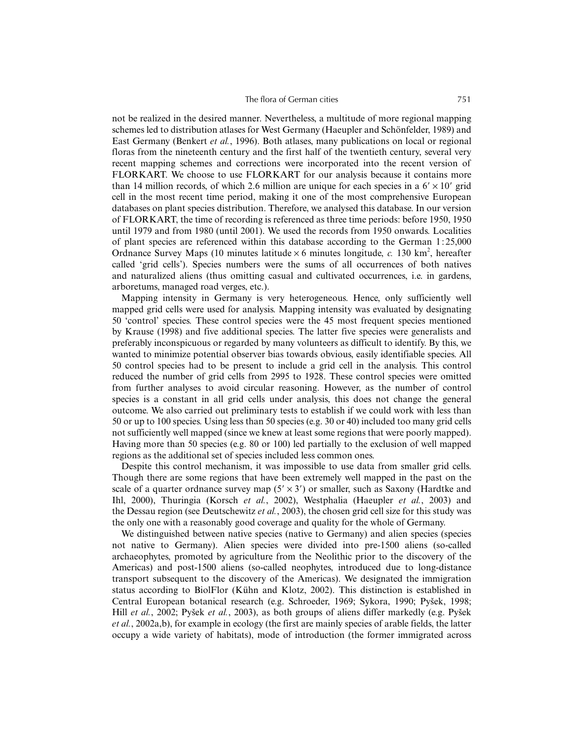not be realized in the desired manner. Nevertheless, a multitude of more regional mapping schemes led to distribution atlases for West Germany (Haeupler and Schönfelder, 1989) and East Germany (Benkert *et al.*, 1996). Both atlases, many publications on local or regional floras from the nineteenth century and the first half of the twentieth century, several very recent mapping schemes and corrections were incorporated into the recent version of FLORKART. We choose to use FLORKART for our analysis because it contains more than 14 million records, of which 2.6 million are unique for each species in a $6' \times 10'$ grid cell in the most recent time period, making it one of the most comprehensive European databases on plant species distribution. Therefore, we analysed this database. In our version of FLORKART, the time of recording is referenced as three time periods: before 1950, 1950 until 1979 and from 1980 (until 2001). We used the records from 1950 onwards. Localities of plant species are referenced within this database according to the German 1 : 25,000 Ordnance Survey Maps (10 minutes latitude $\times$ 6 minutes longitude, *c.* 130 km$^2$, hereafter called 'grid cells'). Species numbers were the sums of all occurrences of both natives and naturalized aliens (thus omitting casual and cultivated occurrences, i.e. in gardens, arboretums, managed road verges, etc.).

Mapping intensity in Germany is very heterogeneous. Hence, only sufficiently well mapped grid cells were used for analysis. Mapping intensity was evaluated by designating 50 'control' species. These control species were the 45 most frequent species mentioned by Krause (1998) and five additional species. The latter five species were generalists and preferably inconspicuous or regarded by many volunteers as difficult to identify. By this, we wanted to minimize potential observer bias towards obvious, easily identifiable species. All 50 control species had to be present to include a grid cell in the analysis. This control reduced the number of grid cells from 2995 to 1928. These control species were omitted from further analyses to avoid circular reasoning. However, as the number of control species is a constant in all grid cells under analysis, this does not change the general outcome. We also carried out preliminary tests to establish if we could work with less than 50 or up to 100 species. Using less than 50 species (e.g. 30 or 40) included too many grid cells not sufficiently well mapped (since we knew at least some regions that were poorly mapped). Having more than 50 species (e.g. 80 or 100) led partially to the exclusion of well mapped regions as the additional set of species included less common ones.

Despite this control mechanism, it was impossible to use data from smaller grid cells. Though there are some regions that have been extremely well mapped in the past on the scale of a quarter ordnance survey map ($5' \times 3'$) or smaller, such as Saxony (Hardtke and Ihl, 2000), Thuringia (Korsch *et al.*, 2002), Westphalia (Haeupler *et al.*, 2003) and the Dessau region (see Deutschewitz *et al.*, 2003), the chosen grid cell size for this study was the only one with a reasonably good coverage and quality for the whole of Germany.

We distinguished between native species (native to Germany) and alien species (species not native to Germany). Alien species were divided into pre-1500 aliens (so-called archaeophytes, promoted by agriculture from the Neolithic prior to the discovery of the Americas) and post-1500 aliens (so-called neophytes, introduced due to long-distance transport subsequent to the discovery of the Americas). We designated the immigration status according to BiolFlor (Kühn and Klotz, 2002). This distinction is established in Central European botanical research (e.g. Schroeder, 1969; Sykora, 1990; Pyšek, 1998; Hill *et al.*, 2002; Pyšek *et al.*, 2003), as both groups of aliens differ markedly (e.g. Pyšek *et al.*, 2002a,b), for example in ecology (the first are mainly species of arable fields, the latter occupy a wide variety of habitats), mode of introduction (the former immigrated across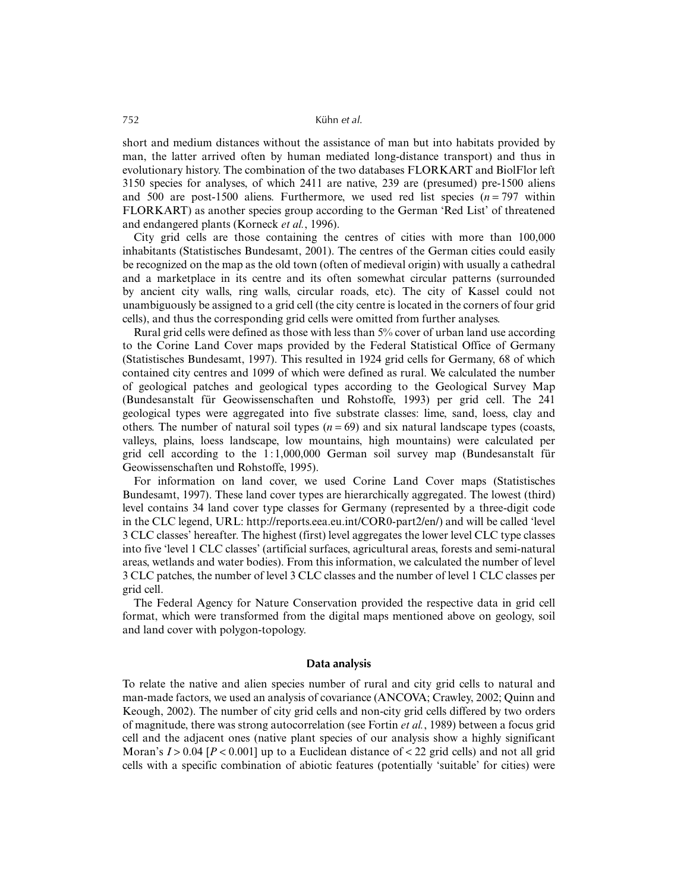short and medium distances without the assistance of man but into habitats provided by man, the latter arrived often by human mediated long-distance transport) and thus in evolutionary history. The combination of the two databases FLORKART and BiolFlor left 3150 species for analyses, of which 2411 are native, 239 are (presumed) pre-1500 aliens and 500 are post-1500 aliens. Furthermore, we used red list species ($n = 797$ within FLORKART) as another species group according to the German 'Red List' of threatened and endangered plants (Korneck *et al.*, 1996).

City grid cells are those containing the centres of cities with more than 100,000 inhabitants (Statistisches Bundesamt, 2001). The centres of the German cities could easily be recognized on the map as the old town (often of medieval origin) with usually a cathedral and a marketplace in its centre and its often somewhat circular patterns (surrounded by ancient city walls, ring walls, circular roads, etc). The city of Kassel could not unambiguously be assigned to a grid cell (the city centre is located in the corners of four grid cells), and thus the corresponding grid cells were omitted from further analyses.

Rural grid cells were defined as those with less than 5% cover of urban land use according to the Corine Land Cover maps provided by the Federal Statistical Office of Germany (Statistisches Bundesamt, 1997). This resulted in 1924 grid cells for Germany, 68 of which contained city centres and 1099 of which were defined as rural. We calculated the number of geological patches and geological types according to the Geological Survey Map (Bundesanstalt für Geowissenschaften und Rohstoffe, 1993) per grid cell. The 241 geological types were aggregated into five substrate classes: lime, sand, loess, clay and others. The number of natural soil types ($n = 69$) and six natural landscape types (coasts, valleys, plains, loess landscape, low mountains, high mountains) were calculated per grid cell according to the 1 : 1,000,000 German soil survey map (Bundesanstalt für Geowissenschaften und Rohstoffe, 1995).

For information on land cover, we used Corine Land Cover maps (Statistisches Bundesamt, 1997). These land cover types are hierarchically aggregated. The lowest (third) level contains 34 land cover type classes for Germany (represented by a three-digit code in the CLC legend, URL: http://reports.eea.eu.int/COR0-part2/en/) and will be called 'level 3 CLC classes' hereafter. The highest (first) level aggregates the lower level CLC type classes into five 'level 1 CLC classes' (artificial surfaces, agricultural areas, forests and semi-natural areas, wetlands and water bodies). From this information, we calculated the number of level 3 CLC patches, the number of level 3 CLC classes and the number of level 1 CLC classes per grid cell.

The Federal Agency for Nature Conservation provided the respective data in grid cell format, which were transformed from the digital maps mentioned above on geology, soil and land cover with polygon-topology.

## Data analysis

To relate the native and alien species number of rural and city grid cells to natural and man-made factors, we used an analysis of covariance (ANCOVA; Crawley, 2002; Quinn and Keough, 2002). The number of city grid cells and non-city grid cells differed by two orders of magnitude, there was strong autocorrelation (see Fortin *et al.*, 1989) between a focus grid cell and the adjacent ones (native plant species of our analysis show a highly significant Moran's $I > 0.04$ [$P < 0.001$] up to a Euclidean distance of < 22 grid cells) and not all grid cells with a specific combination of abiotic features (potentially 'suitable' for cities) were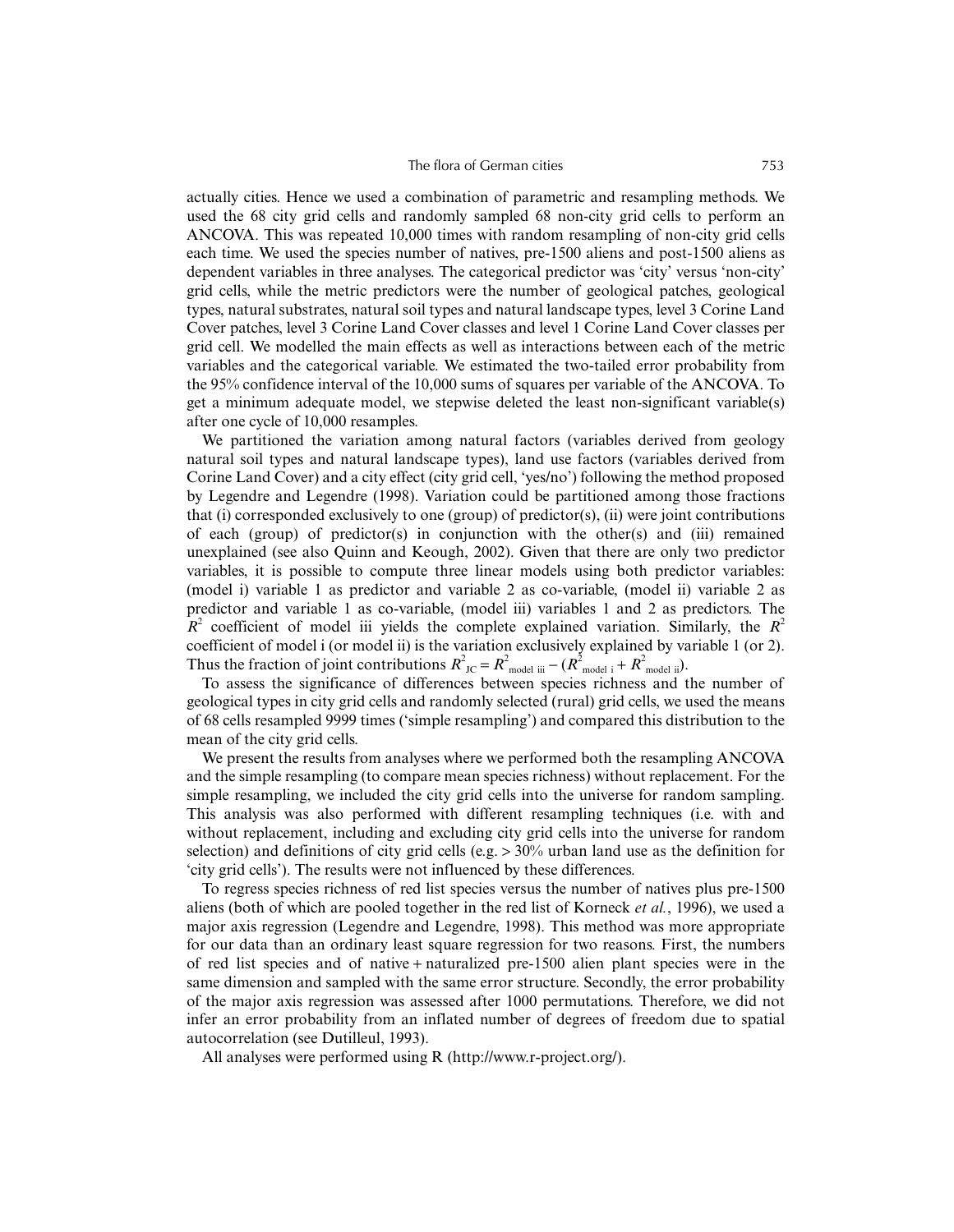actually cities. Hence we used a combination of parametric and resampling methods. We used the 68 city grid cells and randomly sampled 68 non-city grid cells to perform an ANCOVA. This was repeated 10,000 times with random resampling of non-city grid cells each time. We used the species number of natives, pre-1500 aliens and post-1500 aliens as dependent variables in three analyses. The categorical predictor was 'city' versus 'non-city' grid cells, while the metric predictors were the number of geological patches, geological types, natural substrates, natural soil types and natural landscape types, level 3 Corine Land Cover patches, level 3 Corine Land Cover classes and level 1 Corine Land Cover classes per grid cell. We modelled the main effects as well as interactions between each of the metric variables and the categorical variable. We estimated the two-tailed error probability from the 95% confidence interval of the 10,000 sums of squares per variable of the ANCOVA. To get a minimum adequate model, we stepwise deleted the least non-significant variable(s) after one cycle of 10,000 resamples.

We partitioned the variation among natural factors (variables derived from geology natural soil types and natural landscape types), land use factors (variables derived from Corine Land Cover) and a city effect (city grid cell, 'yes/no') following the method proposed by Legendre and Legendre (1998). Variation could be partitioned among those fractions that (i) corresponded exclusively to one (group) of predictor(s), (ii) were joint contributions of each (group) of predictor(s) in conjunction with the other(s) and (iii) remained unexplained (see also Quinn and Keough, 2002). Given that there are only two predictor variables, it is possible to compute three linear models using both predictor variables: (model i) variable 1 as predictor and variable 2 as co-variable, (model ii) variable 2 as predictor and variable 1 as co-variable, (model iii) variables 1 and 2 as predictors. The $R^2$ coefficient of model iii yields the complete explained variation. Similarly, the $R^2$ coefficient of model i (or model ii) is the variation exclusively explained by variable 1 (or 2). Thus the fraction of joint contributions $R^2_{JC} = R^2_{\text{model iii}} - (R^2_{\text{model i}} + R^2_{\text{model ii}})$.

To assess the significance of differences between species richness and the number of geological types in city grid cells and randomly selected (rural) grid cells, we used the means of 68 cells resampled 9999 times ('simple resampling') and compared this distribution to the mean of the city grid cells.

We present the results from analyses where we performed both the resampling ANCOVA and the simple resampling (to compare mean species richness) without replacement. For the simple resampling, we included the city grid cells into the universe for random sampling. This analysis was also performed with different resampling techniques (i.e. with and without replacement, including and excluding city grid cells into the universe for random selection) and definitions of city grid cells (e.g. > 30% urban land use as the definition for 'city grid cells'). The results were not influenced by these differences.

To regress species richness of red list species versus the number of natives plus pre-1500 aliens (both of which are pooled together in the red list of Korneck *et al.*, 1996), we used a major axis regression (Legendre and Legendre, 1998). This method was more appropriate for our data than an ordinary least square regression for two reasons. First, the numbers of red list species and of native + naturalized pre-1500 alien plant species were in the same dimension and sampled with the same error structure. Secondly, the error probability of the major axis regression was assessed after 1000 permutations. Therefore, we did not infer an error probability from an inflated number of degrees of freedom due to spatial autocorrelation (see Dutilleul, 1993).

All analyses were performed using R (http://www.r-project.org/).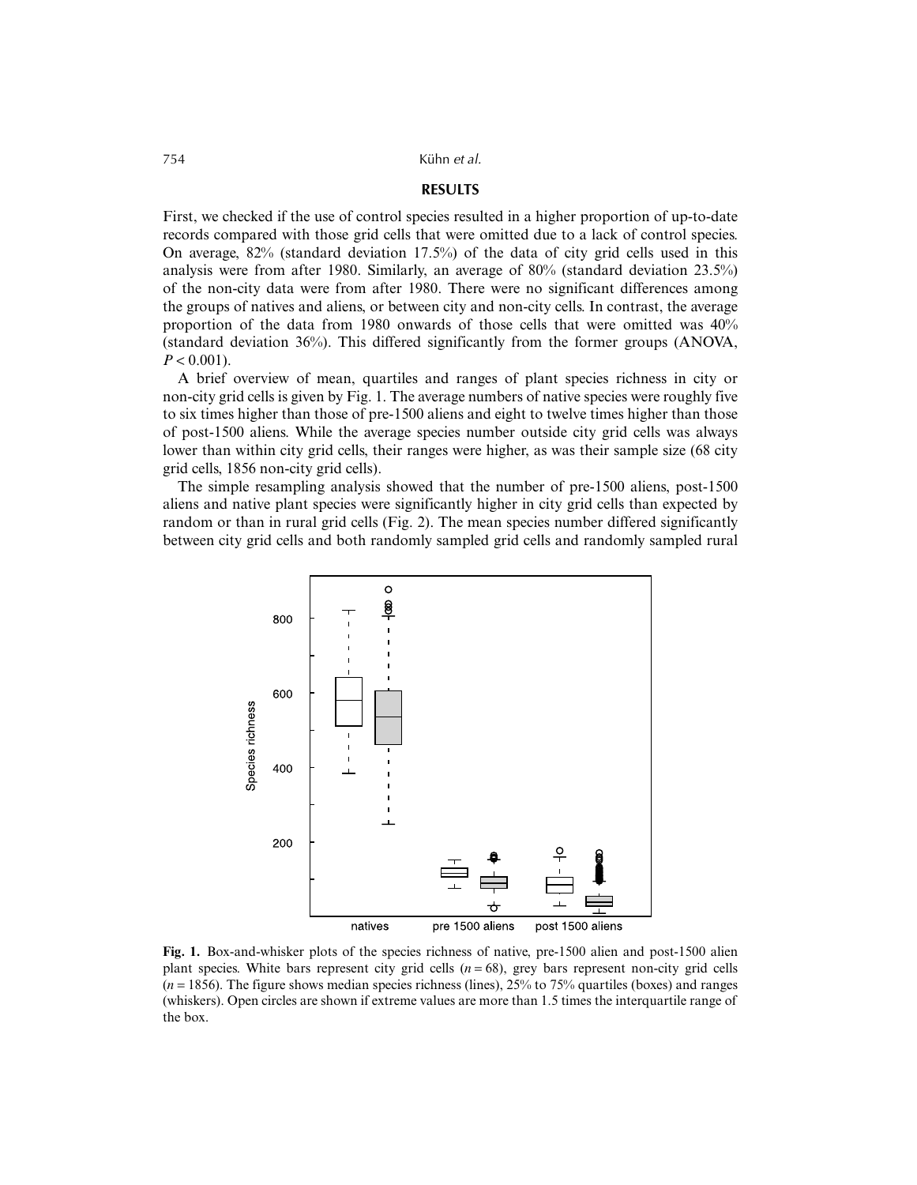## RESULTS

First, we checked if the use of control species resulted in a higher proportion of up-to-date records compared with those grid cells that were omitted due to a lack of control species. On average, 82% (standard deviation 17.5%) of the data of city grid cells used in this analysis were from after 1980. Similarly, an average of 80% (standard deviation 23.5%) of the non-city data were from after 1980. There were no significant differences among the groups of natives and aliens, or between city and non-city cells. In contrast, the average proportion of the data from 1980 onwards of those cells that were omitted was 40% (standard deviation 36%). This differed significantly from the former groups (ANOVA, $P < 0.001$).

A brief overview of mean, quartiles and ranges of plant species richness in city or non-city grid cells is given by Fig. 1. The average numbers of native species were roughly five to six times higher than those of pre-1500 aliens and eight to twelve times higher than those of post-1500 aliens. While the average species number outside city grid cells was always lower than within city grid cells, their ranges were higher, as was their sample size (68 city grid cells, 1856 non-city grid cells).

The simple resampling analysis showed that the number of pre-1500 aliens, post-1500 aliens and native plant species were significantly higher in city grid cells than expected by random or than in rural grid cells (Fig. 2). The mean species number differed significantly between city grid cells and both randomly sampled grid cells and randomly sampled rural

**Fig. 1.** Box-and-whisker plots of the species richness of native, pre-1500 alien and post-1500 alien plant species. White bars represent city grid cells ($n = 68$), grey bars represent non-city grid cells ($n = 1856$). The figure shows median species richness (lines), 25% to 75% quartiles (boxes) and ranges (whiskers). Open circles are shown if extreme values are more than 1.5 times the interquartile range of the box.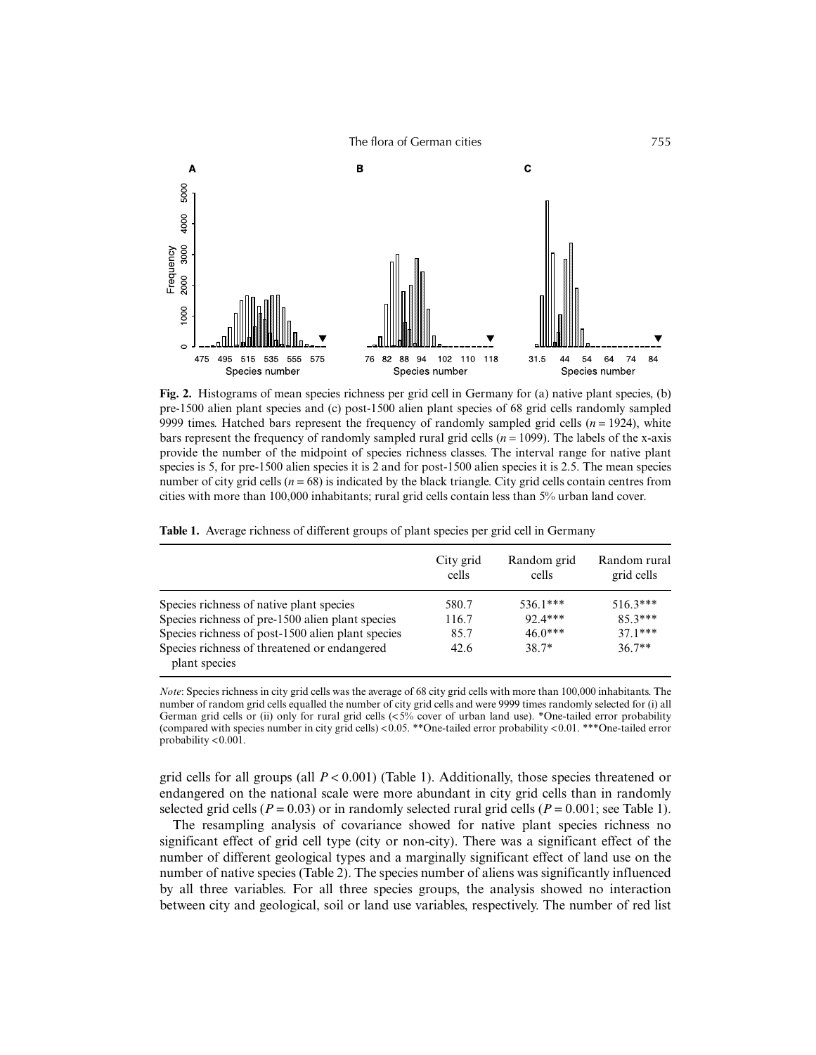**Fig. 2.** Histograms of mean species richness per grid cell in Germany for (a) native plant species, (b) pre-1500 alien plant species and (c) post-1500 alien plant species of 68 grid cells randomly sampled 9999 times. Hatched bars represent the frequency of randomly sampled grid cells ($n = 1924$), white bars represent the frequency of randomly sampled rural grid cells ($n = 1099$). The labels of the x-axis provide the number of the midpoint of species richness classes. The interval range for native plant species is 5, for pre-1500 alien species it is 2 and for post-1500 alien species it is 2.5. The mean species number of city grid cells ($n = 68$) is indicated by the black triangle. City grid cells contain centres from cities with more than 100,000 inhabitants; rural grid cells contain less than 5% urban land cover.

**Table 1.** Average richness of different groups of plant species per grid cell in Germany

| | City grid cells | Random grid cells | Random rural grid cells |
|---|---|---|---|
| Species richness of native plant species | 580.7 | 536.1*** | 516.3*** |
| Species richness of pre-1500 alien plant species | 116.7 | 92.4*** | 85.3*** |
| Species richness of post-1500 alien plant species | 85.7 | 46.0*** | 37.1*** |
| Species richness of threatened or endangered plant species | 42.6 | 38.7* | 36.7** |

*Note*: Species richness in city grid cells was the average of 68 city grid cells with more than 100,000 inhabitants. The number of random grid cells equalled the number of city grid cells and were 9999 times randomly selected for (i) all German grid cells or (ii) only for rural grid cells (<5% cover of urban land use). *One-tailed error probability (compared with species number in city grid cells) <0.05. **One-tailed error probability <0.01. ***One-tailed error probability <0.001.

grid cells for all groups (all $P < 0.001$) (Table 1). Additionally, those species threatened or endangered on the national scale were more abundant in city grid cells than in randomly selected grid cells ($P = 0.03$) or in randomly selected rural grid cells ($P = 0.001$; see Table 1).

The resampling analysis of covariance showed for native plant species richness no significant effect of grid cell type (city or non-city). There was a significant effect of the number of different geological types and a marginally significant effect of land use on the number of native species (Table 2). The species number of aliens was significantly influenced by all three variables. For all three species groups, the analysis showed no interaction between city and geological, soil or land use variables, respectively. The number of red list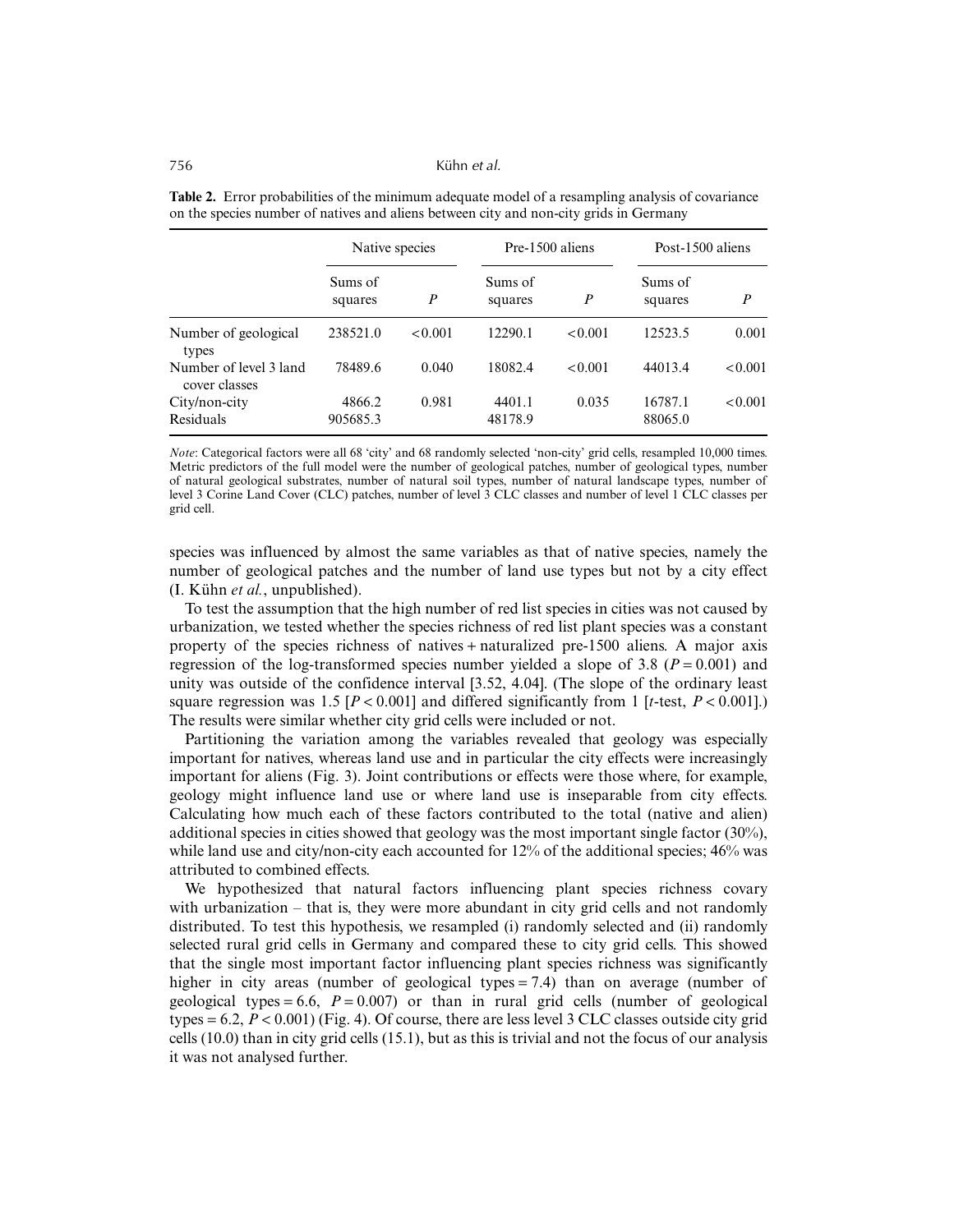**Table 2.** Error probabilities of the minimum adequate model of a resampling analysis of covariance on the species number of natives and aliens between city and non-city grids in Germany

| | Native species | | Pre-1500 aliens | | Post-1500 aliens | |
|---|---|---|---|---|---|---|
| | Sums of squares | $P$ | Sums of squares | $P$ | Sums of squares | $P$ |
| Number of geological types | 238521.0 | <0.001 | 12290.1 | <0.001 | 12523.5 | 0.001 |
| Number of level 3 land cover classes | 78489.6 | 0.040 | 18082.4 | <0.001 | 44013.4 | <0.001 |
| City/non-city | 4866.2 | 0.981 | 4401.1 | 0.035 | 16787.1 | <0.001 |
| Residuals | 905685.3 | | 48178.9 | | 88065.0 | |

*Note*: Categorical factors were all 68 'city' and 68 randomly selected 'non-city' grid cells, resampled 10,000 times. Metric predictors of the full model were the number of geological patches, number of geological types, number of natural geological substrates, number of natural soil types, number of natural landscape types, number of level 3 Corine Land Cover (CLC) patches, number of level 3 CLC classes and number of level 1 CLC classes per grid cell.

species was influenced by almost the same variables as that of native species, namely the number of geological patches and the number of land use types but not by a city effect (I. Kühn *et al.*, unpublished).

To test the assumption that the high number of red list species in cities was not caused by urbanization, we tested whether the species richness of red list plant species was a constant property of the species richness of natives + naturalized pre-1500 aliens. A major axis regression of the log-transformed species number yielded a slope of 3.8 ($P = 0.001$) and unity was outside of the confidence interval [3.52, 4.04]. (The slope of the ordinary least square regression was 1.5 [$P < 0.001$] and differed significantly from 1 [$t$-test, $P < 0.001$].) The results were similar whether city grid cells were included or not.

Partitioning the variation among the variables revealed that geology was especially important for natives, whereas land use and in particular the city effects were increasingly important for aliens (Fig. 3). Joint contributions or effects were those where, for example, geology might influence land use or where land use is inseparable from city effects. Calculating how much each of these factors contributed to the total (native and alien) additional species in cities showed that geology was the most important single factor (30%), while land use and city/non-city each accounted for 12% of the additional species; 46% was attributed to combined effects.

We hypothesized that natural factors influencing plant species richness covary with urbanization – that is, they were more abundant in city grid cells and not randomly distributed. To test this hypothesis, we resampled (i) randomly selected and (ii) randomly selected rural grid cells in Germany and compared these to city grid cells. This showed that the single most important factor influencing plant species richness was significantly higher in city areas (number of geological types = 7.4) than on average (number of geological types = 6.6, $P = 0.007$) or than in rural grid cells (number of geological types = 6.2, $P < 0.001$) (Fig. 4). Of course, there are less level 3 CLC classes outside city grid cells (10.0) than in city grid cells (15.1), but as this is trivial and not the focus of our analysis it was not analysed further.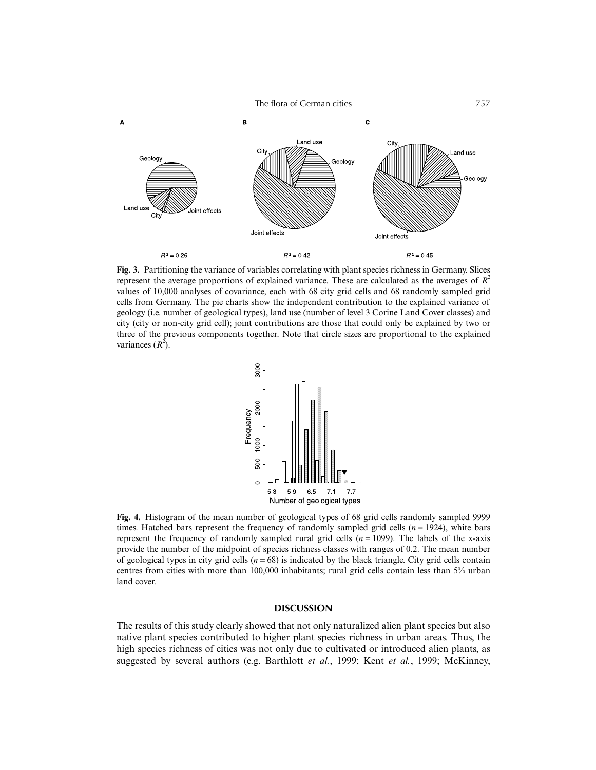**Fig. 3.** Partitioning the variance of variables correlating with plant species richness in Germany. Slices represent the average proportions of explained variance. These are calculated as the averages of $R^2$ values of 10,000 analyses of covariance, each with 68 city grid cells and 68 randomly sampled grid cells from Germany. The pie charts show the independent contribution to the explained variance of geology (i.e. number of geological types), land use (number of level 3 Corine Land Cover classes) and city (city or non-city grid cell); joint contributions are those that could only be explained by two or three of the previous components together. Note that circle sizes are proportional to the explained variances ($R^2$).

**Fig. 4.** Histogram of the mean number of geological types of 68 grid cells randomly sampled 9999 times. Hatched bars represent the frequency of randomly sampled grid cells ($n = 1924$), white bars represent the frequency of randomly sampled rural grid cells ($n = 1099$). The labels of the x-axis provide the number of the midpoint of species richness classes with ranges of 0.2. The mean number of geological types in city grid cells ($n = 68$) is indicated by the black triangle. City grid cells contain centres from cities with more than 100,000 inhabitants; rural grid cells contain less than 5% urban land cover.

## DISCUSSION

The results of this study clearly showed that not only naturalized alien plant species but also native plant species contributed to higher plant species richness in urban areas. Thus, the high species richness of cities was not only due to cultivated or introduced alien plants, as suggested by several authors (e.g. Barthlott *et al.*, 1999; Kent *et al.*, 1999; McKinney,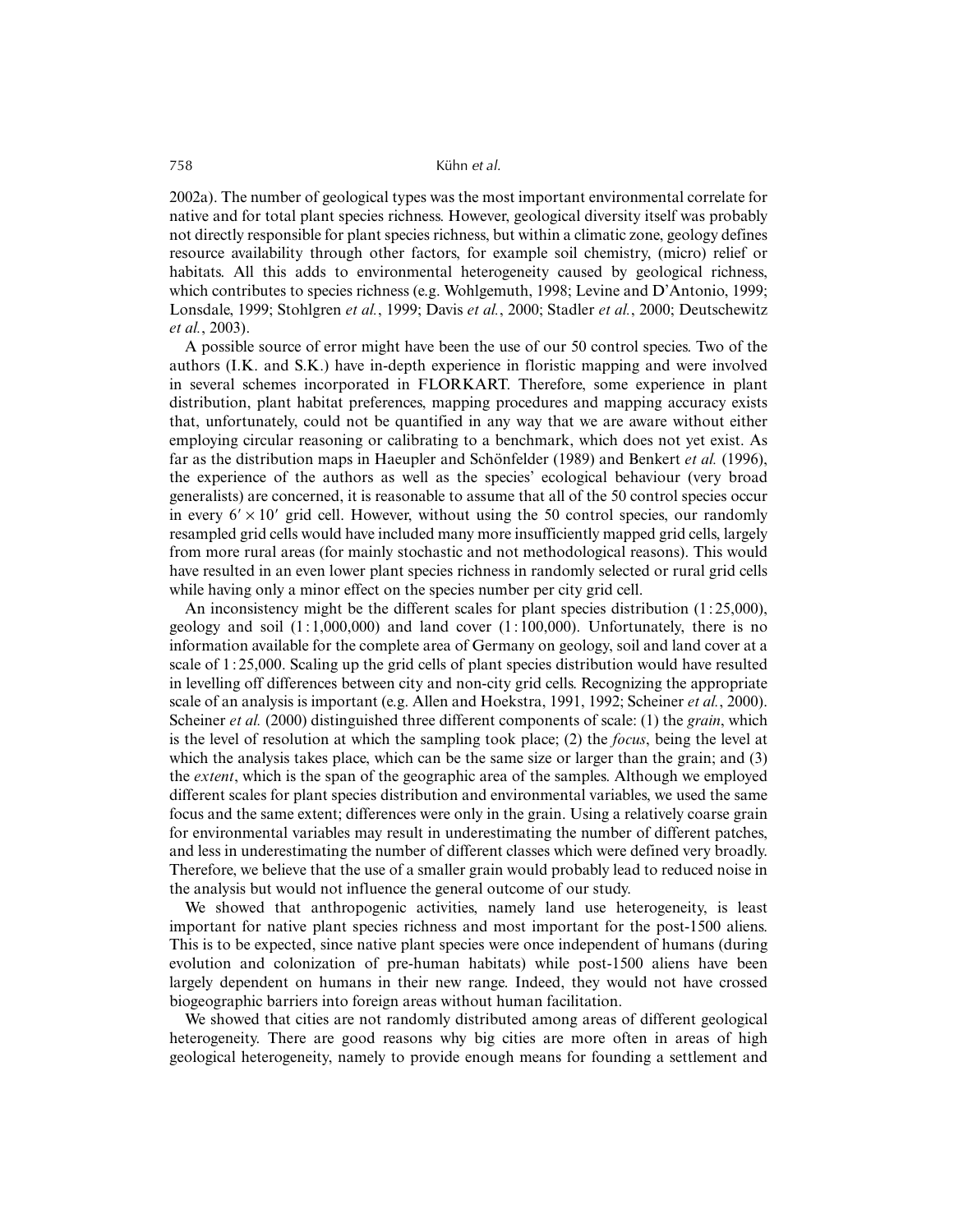2002a). The number of geological types was the most important environmental correlate for native and for total plant species richness. However, geological diversity itself was probably not directly responsible for plant species richness, but within a climatic zone, geology defines resource availability through other factors, for example soil chemistry, (micro) relief or habitats. All this adds to environmental heterogeneity caused by geological richness, which contributes to species richness (e.g. Wohlgemuth, 1998; Levine and D'Antonio, 1999; Lonsdale, 1999; Stohlgren *et al.*, 1999; Davis *et al.*, 2000; Stadler *et al.*, 2000; Deutschewitz *et al.*, 2003).

A possible source of error might have been the use of our 50 control species. Two of the authors (I.K. and S.K.) have in-depth experience in floristic mapping and were involved in several schemes incorporated in FLORKART. Therefore, some experience in plant distribution, plant habitat preferences, mapping procedures and mapping accuracy exists that, unfortunately, could not be quantified in any way that we are aware without either employing circular reasoning or calibrating to a benchmark, which does not yet exist. As far as the distribution maps in Haeupler and Schönfelder (1989) and Benkert *et al.* (1996), the experience of the authors as well as the species' ecological behaviour (very broad generalists) are concerned, it is reasonable to assume that all of the 50 control species occur in every $6' \times 10'$ grid cell. However, without using the 50 control species, our randomly resampled grid cells would have included many more insufficiently mapped grid cells, largely from more rural areas (for mainly stochastic and not methodological reasons). This would have resulted in an even lower plant species richness in randomly selected or rural grid cells while having only a minor effect on the species number per city grid cell.

An inconsistency might be the different scales for plant species distribution (1 : 25,000), geology and soil (1 : 1,000,000) and land cover (1 : 100,000). Unfortunately, there is no information available for the complete area of Germany on geology, soil and land cover at a scale of 1 : 25,000. Scaling up the grid cells of plant species distribution would have resulted in levelling off differences between city and non-city grid cells. Recognizing the appropriate scale of an analysis is important (e.g. Allen and Hoekstra, 1991, 1992; Scheiner *et al.*, 2000). Scheiner *et al.* (2000) distinguished three different components of scale: (1) the *grain*, which is the level of resolution at which the sampling took place; (2) the *focus*, being the level at which the analysis takes place, which can be the same size or larger than the grain; and (3) the *extent*, which is the span of the geographic area of the samples. Although we employed different scales for plant species distribution and environmental variables, we used the same focus and the same extent; differences were only in the grain. Using a relatively coarse grain for environmental variables may result in underestimating the number of different patches, and less in underestimating the number of different classes which were defined very broadly. Therefore, we believe that the use of a smaller grain would probably lead to reduced noise in the analysis but would not influence the general outcome of our study.

We showed that anthropogenic activities, namely land use heterogeneity, is least important for native plant species richness and most important for the post-1500 aliens. This is to be expected, since native plant species were once independent of humans (during evolution and colonization of pre-human habitats) while post-1500 aliens have been largely dependent on humans in their new range. Indeed, they would not have crossed biogeographic barriers into foreign areas without human facilitation.

We showed that cities are not randomly distributed among areas of different geological heterogeneity. There are good reasons why big cities are more often in areas of high geological heterogeneity, namely to provide enough means for founding a settlement and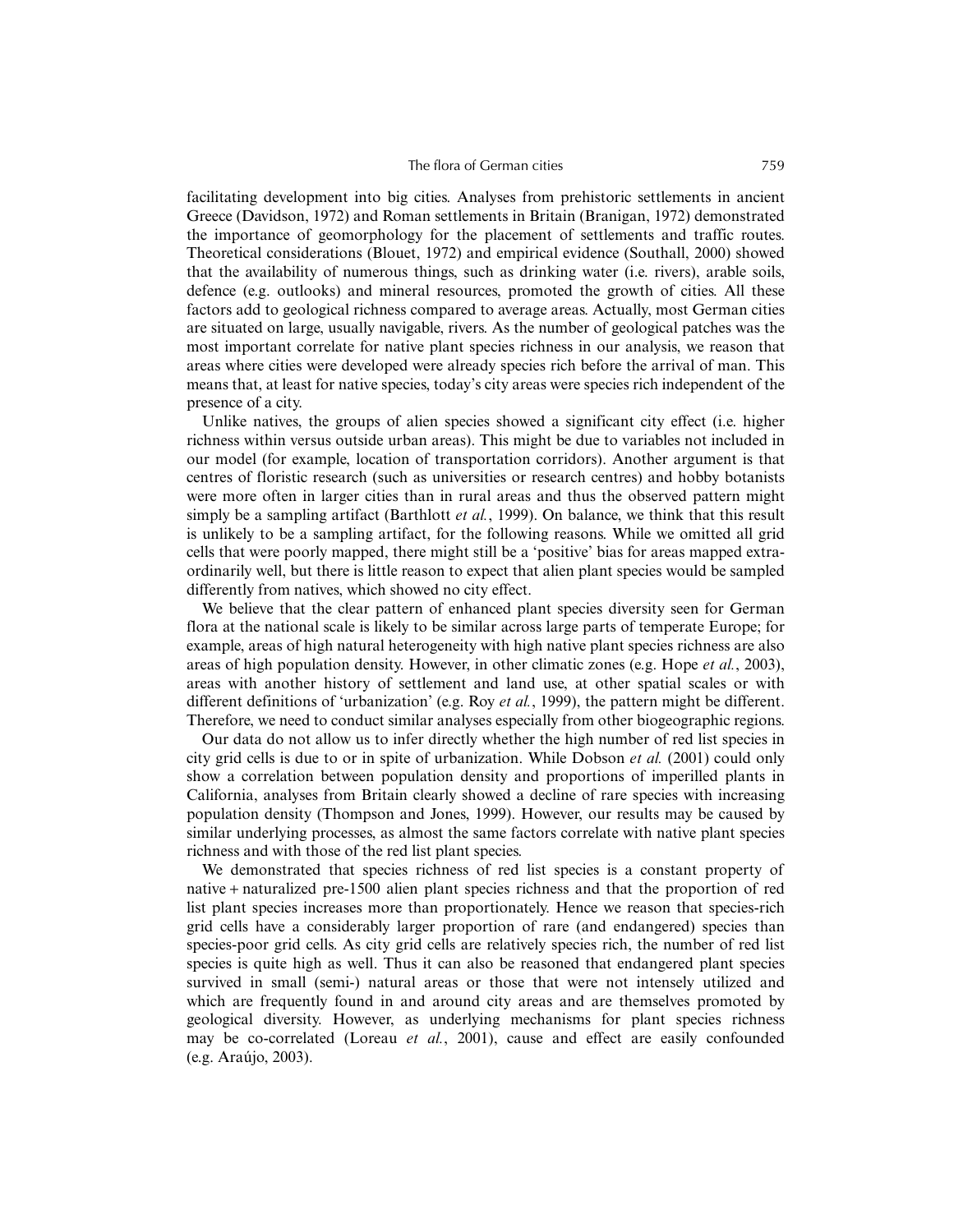facilitating development into big cities. Analyses from prehistoric settlements in ancient Greece (Davidson, 1972) and Roman settlements in Britain (Branigan, 1972) demonstrated the importance of geomorphology for the placement of settlements and traffic routes. Theoretical considerations (Blouet, 1972) and empirical evidence (Southall, 2000) showed that the availability of numerous things, such as drinking water (i.e. rivers), arable soils, defence (e.g. outlooks) and mineral resources, promoted the growth of cities. All these factors add to geological richness compared to average areas. Actually, most German cities are situated on large, usually navigable, rivers. As the number of geological patches was the most important correlate for native plant species richness in our analysis, we reason that areas where cities were developed were already species rich before the arrival of man. This means that, at least for native species, today's city areas were species rich independent of the presence of a city.

Unlike natives, the groups of alien species showed a significant city effect (i.e. higher richness within versus outside urban areas). This might be due to variables not included in our model (for example, location of transportation corridors). Another argument is that centres of floristic research (such as universities or research centres) and hobby botanists were more often in larger cities than in rural areas and thus the observed pattern might simply be a sampling artifact (Barthlott *et al.*, 1999). On balance, we think that this result is unlikely to be a sampling artifact, for the following reasons. While we omitted all grid cells that were poorly mapped, there might still be a 'positive' bias for areas mapped extraordinarily well, but there is little reason to expect that alien plant species would be sampled differently from natives, which showed no city effect.

We believe that the clear pattern of enhanced plant species diversity seen for German flora at the national scale is likely to be similar across large parts of temperate Europe; for example, areas of high natural heterogeneity with high native plant species richness are also areas of high population density. However, in other climatic zones (e.g. Hope *et al.*, 2003), areas with another history of settlement and land use, at other spatial scales or with different definitions of 'urbanization' (e.g. Roy *et al.*, 1999), the pattern might be different. Therefore, we need to conduct similar analyses especially from other biogeographic regions.

Our data do not allow us to infer directly whether the high number of red list species in city grid cells is due to or in spite of urbanization. While Dobson *et al.* (2001) could only show a correlation between population density and proportions of imperilled plants in California, analyses from Britain clearly showed a decline of rare species with increasing population density (Thompson and Jones, 1999). However, our results may be caused by similar underlying processes, as almost the same factors correlate with native plant species richness and with those of the red list plant species.

We demonstrated that species richness of red list species is a constant property of native + naturalized pre-1500 alien plant species richness and that the proportion of red list plant species increases more than proportionately. Hence we reason that species-rich grid cells have a considerably larger proportion of rare (and endangered) species than species-poor grid cells. As city grid cells are relatively species rich, the number of red list species is quite high as well. Thus it can also be reasoned that endangered plant species survived in small (semi-) natural areas or those that were not intensely utilized and which are frequently found in and around city areas and are themselves promoted by geological diversity. However, as underlying mechanisms for plant species richness may be co-correlated (Loreau *et al.*, 2001), cause and effect are easily confounded (e.g. Araújo, 2003).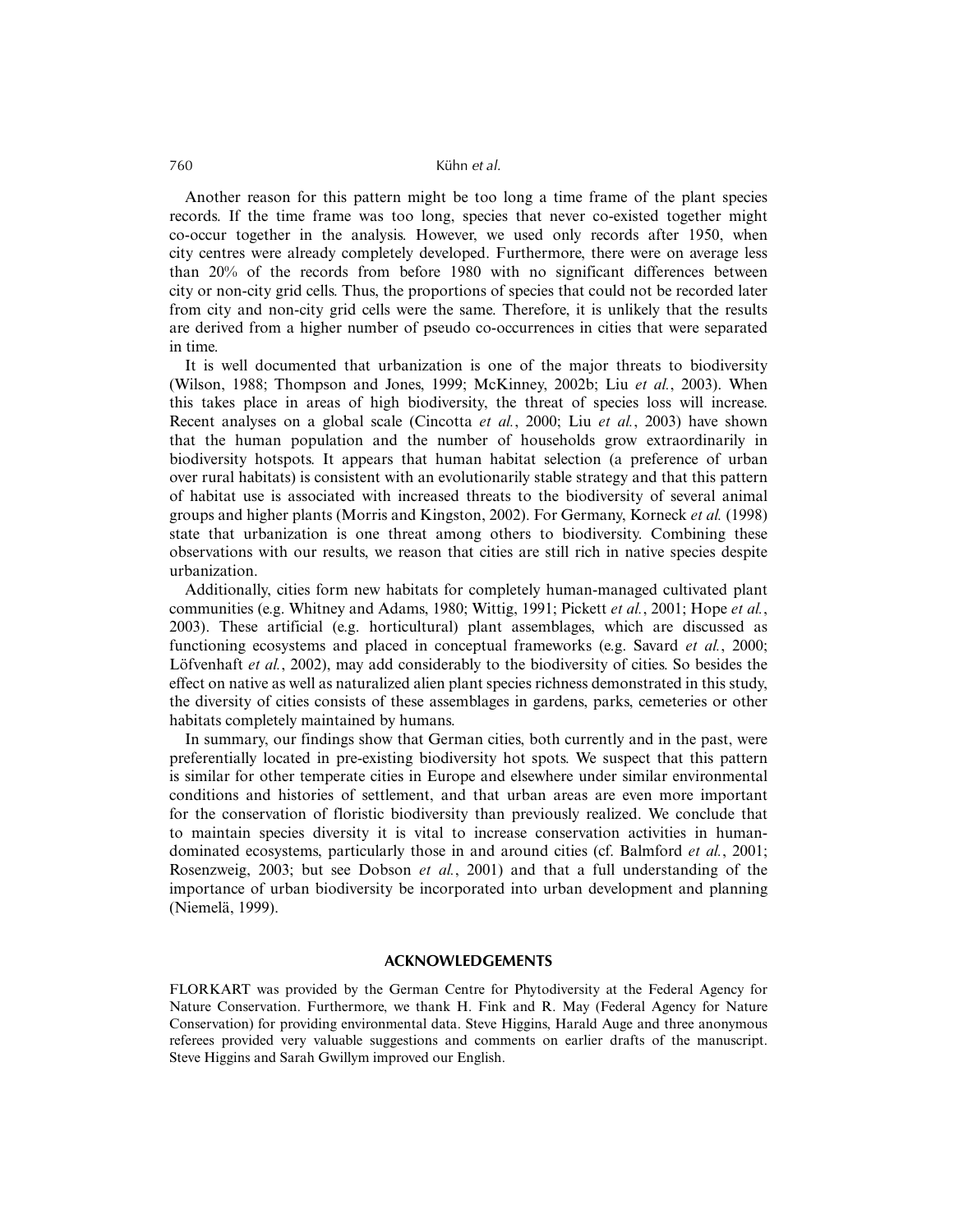Another reason for this pattern might be too long a time frame of the plant species records. If the time frame was too long, species that never co-existed together might co-occur together in the analysis. However, we used only records after 1950, when city centres were already completely developed. Furthermore, there were on average less than 20% of the records from before 1980 with no significant differences between city or non-city grid cells. Thus, the proportions of species that could not be recorded later from city and non-city grid cells were the same. Therefore, it is unlikely that the results are derived from a higher number of pseudo co-occurrences in cities that were separated in time.

It is well documented that urbanization is one of the major threats to biodiversity (Wilson, 1988; Thompson and Jones, 1999; McKinney, 2002b; Liu *et al.*, 2003). When this takes place in areas of high biodiversity, the threat of species loss will increase. Recent analyses on a global scale (Cincotta *et al.*, 2000; Liu *et al.*, 2003) have shown that the human population and the number of households grow extraordinarily in biodiversity hotspots. It appears that human habitat selection (a preference of urban over rural habitats) is consistent with an evolutionarily stable strategy and that this pattern of habitat use is associated with increased threats to the biodiversity of several animal groups and higher plants (Morris and Kingston, 2002). For Germany, Korneck *et al.* (1998) state that urbanization is one threat among others to biodiversity. Combining these observations with our results, we reason that cities are still rich in native species despite urbanization.

Additionally, cities form new habitats for completely human-managed cultivated plant communities (e.g. Whitney and Adams, 1980; Wittig, 1991; Pickett *et al.*, 2001; Hope *et al.*, 2003). These artificial (e.g. horticultural) plant assemblages, which are discussed as functioning ecosystems and placed in conceptual frameworks (e.g. Savard *et al.*, 2000; Löfvenhaft *et al.*, 2002), may add considerably to the biodiversity of cities. So besides the effect on native as well as naturalized alien plant species richness demonstrated in this study, the diversity of cities consists of these assemblages in gardens, parks, cemeteries or other habitats completely maintained by humans.

In summary, our findings show that German cities, both currently and in the past, were preferentially located in pre-existing biodiversity hot spots. We suspect that this pattern is similar for other temperate cities in Europe and elsewhere under similar environmental conditions and histories of settlement, and that urban areas are even more important for the conservation of floristic biodiversity than previously realized. We conclude that to maintain species diversity it is vital to increase conservation activities in human-dominated ecosystems, particularly those in and around cities (cf. Balmford *et al.*, 2001; Rosenzweig, 2003; but see Dobson *et al.*, 2001) and that a full understanding of the importance of urban biodiversity be incorporated into urban development and planning (Niemelä, 1999).

## ACKNOWLEDGEMENTS

FLORKART was provided by the German Centre for Phytodiversity at the Federal Agency for Nature Conservation. Furthermore, we thank H. Fink and R. May (Federal Agency for Nature Conservation) for providing environmental data. Steve Higgins, Harald Auge and three anonymous referees provided very valuable suggestions and comments on earlier drafts of the manuscript. Steve Higgins and Sarah Gwillym improved our English.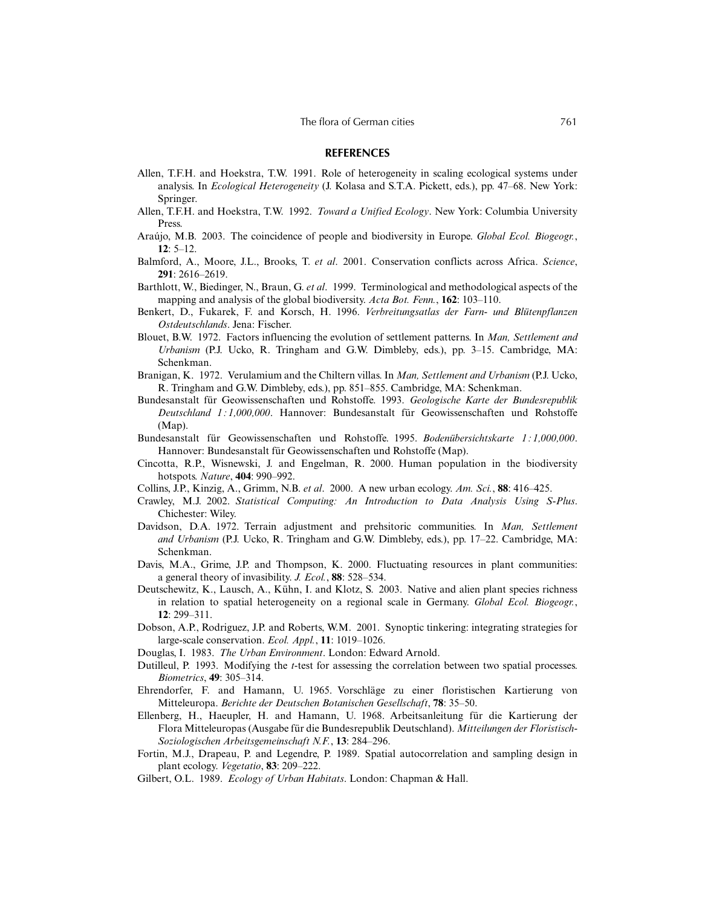## REFERENCES

Allen, T.F.H. and Hoekstra, T.W. 1991. Role of heterogeneity in scaling ecological systems under analysis. In *Ecological Heterogeneity* (J. Kolasa and S.T.A. Pickett, eds.), pp. 47–68. New York: Springer.

Allen, T.F.H. and Hoekstra, T.W. 1992. *Toward a Unified Ecology*. New York: Columbia University Press.

Araújo, M.B. 2003. The coincidence of people and biodiversity in Europe. *Global Ecol. Biogeogr.*, **12**: 5–12.

Balmford, A., Moore, J.L., Brooks, T. *et al*. 2001. Conservation conflicts across Africa. *Science*, **291**: 2616–2619.

Barthlott, W., Biedinger, N., Braun, G. *et al*. 1999. Terminological and methodological aspects of the mapping and analysis of the global biodiversity. *Acta Bot. Fenn.*, **162**: 103–110.

Benkert, D., Fukarek, F. and Korsch, H. 1996. *Verbreitungsatlas der Farn- und Blütenpflanzen Ostdeutschlands*. Jena: Fischer.

Blouet, B.W. 1972. Factors influencing the evolution of settlement patterns. In *Man, Settlement and Urbanism* (P.J. Ucko, R. Tringham and G.W. Dimbleby, eds.), pp. 3–15. Cambridge, MA: Schenkman.

Branigan, K. 1972. Verulamium and the Chiltern villas. In *Man, Settlement and Urbanism* (P.J. Ucko, R. Tringham and G.W. Dimbleby, eds.), pp. 851–855. Cambridge, MA: Schenkman.

Bundesanstalt für Geowissenschaften und Rohstoffe. 1993. *Geologische Karte der Bundesrepublik Deutschland 1 : 1,000,000*. Hannover: Bundesanstalt für Geowissenschaften und Rohstoffe (Map).

Bundesanstalt für Geowissenschaften und Rohstoffe. 1995. *Bodenübersichtskarte 1 : 1,000,000*. Hannover: Bundesanstalt für Geowissenschaften und Rohstoffe (Map).

Cincotta, R.P., Wisnewski, J. and Engelman, R. 2000. Human population in the biodiversity hotspots. *Nature*, **404**: 990–992.

Collins, J.P., Kinzig, A., Grimm, N.B. *et al*. 2000. A new urban ecology. *Am. Sci.*, **88**: 416–425.

Crawley, M.J. 2002. *Statistical Computing: An Introduction to Data Analysis Using S-Plus*. Chichester: Wiley.

Davidson, D.A. 1972. Terrain adjustment and prehsitoric communities. In *Man, Settlement and Urbanism* (P.J. Ucko, R. Tringham and G.W. Dimbleby, eds.), pp. 17–22. Cambridge, MA: Schenkman.

Davis, M.A., Grime, J.P. and Thompson, K. 2000. Fluctuating resources in plant communities: a general theory of invasibility. *J. Ecol.*, **88**: 528–534.

Deutschewitz, K., Lausch, A., Kühn, I. and Klotz, S. 2003. Native and alien plant species richness in relation to spatial heterogeneity on a regional scale in Germany. *Global Ecol. Biogeogr.*, **12**: 299–311.

Dobson, A.P., Rodriguez, J.P. and Roberts, W.M. 2001. Synoptic tinkering: integrating strategies for large-scale conservation. *Ecol. Appl.*, **11**: 1019–1026.

Douglas, I. 1983. *The Urban Environment*. London: Edward Arnold.

Dutilleul, P. 1993. Modifying the *t*-test for assessing the correlation between two spatial processes. *Biometrics*, **49**: 305–314.

Ehrendorfer, F. and Hamann, U. 1965. Vorschläge zu einer floristischen Kartierung von Mitteleuropa. *Berichte der Deutschen Botanischen Gesellschaft*, **78**: 35–50.

Ellenberg, H., Haeupler, H. and Hamann, U. 1968. Arbeitsanleitung für die Kartierung der Flora Mitteleuropas (Ausgabe für die Bundesrepublik Deutschland). *Mitteilungen der Floristisch-Soziologischen Arbeitsgemeinschaft N.F.*, **13**: 284–296.

Fortin, M.J., Drapeau, P. and Legendre, P. 1989. Spatial autocorrelation and sampling design in plant ecology. *Vegetatio*, **83**: 209–222.

Gilbert, O.L. 1989. *Ecology of Urban Habitats*. London: Chapman & Hall.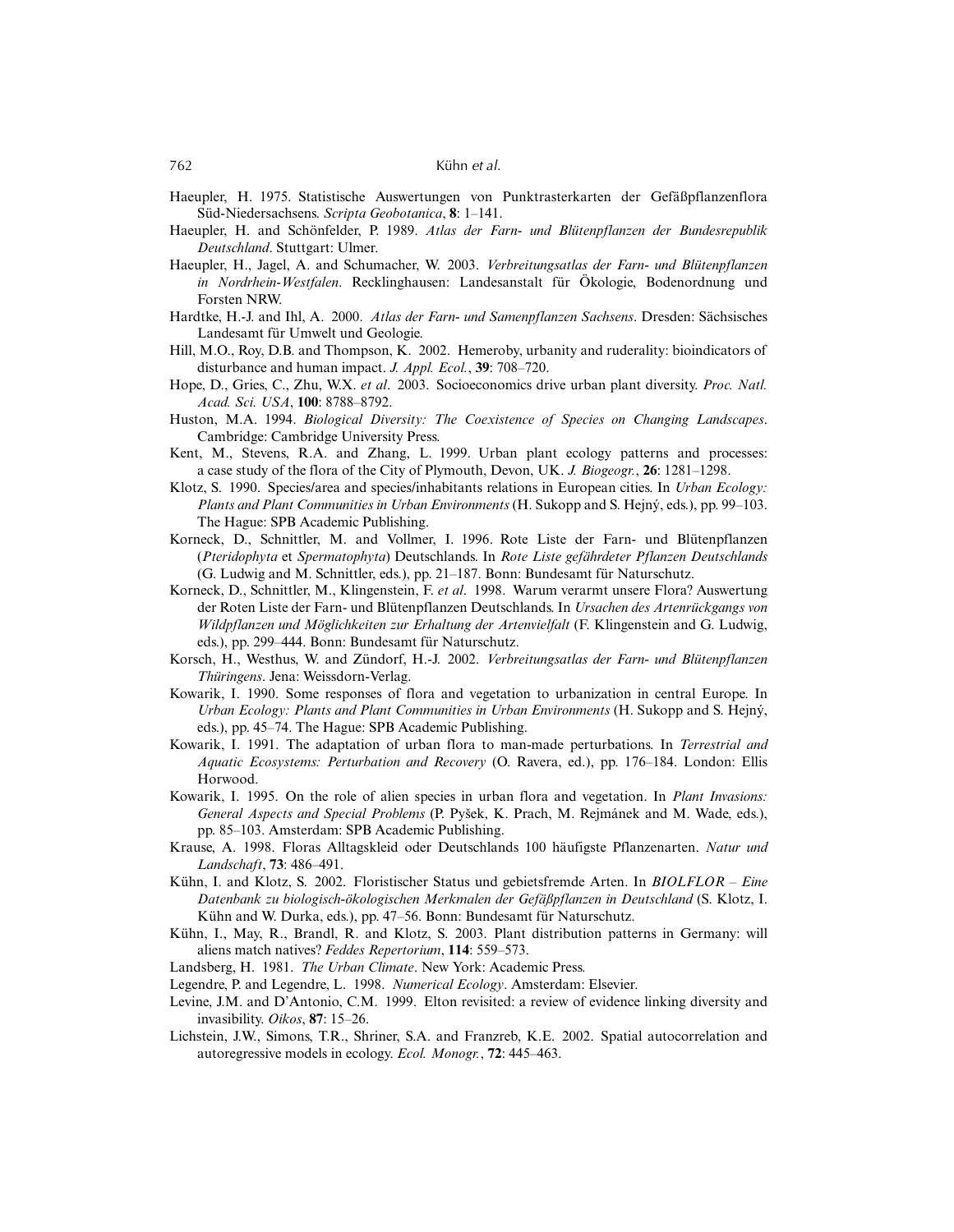Haeupler, H. 1975. Statistische Auswertungen von Punktrasterkarten der Gefäßpflanzenflora Süd-Niedersachsens. *Scripta Geobotanica*, **8**: 1–141.

Haeupler, H. and Schönfelder, P. 1989. *Atlas der Farn- und Blütenpflanzen der Bundesrepublik Deutschland*. Stuttgart: Ulmer.

Haeupler, H., Jagel, A. and Schumacher, W. 2003. *Verbreitungsatlas der Farn- und Blütenpflanzen in Nordrhein-Westfalen*. Recklinghausen: Landesanstalt für Ökologie, Bodenordnung und Forsten NRW.

Hardtke, H.-J. and Ihl, A. 2000. *Atlas der Farn- und Samenpflanzen Sachsens*. Dresden: Sächsisches Landesamt für Umwelt und Geologie.

Hill, M.O., Roy, D.B. and Thompson, K. 2002. Hemeroby, urbanity and ruderality: bioindicators of disturbance and human impact. *J. Appl. Ecol.*, **39**: 708–720.

Hope, D., Gries, C., Zhu, W.X. *et al*. 2003. Socioeconomics drive urban plant diversity. *Proc. Natl. Acad. Sci. USA*, **100**: 8788–8792.

Huston, M.A. 1994. *Biological Diversity: The Coexistence of Species on Changing Landscapes*. Cambridge: Cambridge University Press.

Kent, M., Stevens, R.A. and Zhang, L. 1999. Urban plant ecology patterns and processes: a case study of the flora of the City of Plymouth, Devon, UK. *J. Biogeogr.*, **26**: 1281–1298.

Klotz, S. 1990. Species/area and species/inhabitants relations in European cities. In *Urban Ecology: Plants and Plant Communities in Urban Environments* (H. Sukopp and S. Hejný, eds.), pp. 99–103. The Hague: SPB Academic Publishing.

Korneck, D., Schnittler, M. and Vollmer, I. 1996. Rote Liste der Farn- und Blütenpflanzen (*Pteridophyta* et *Spermatophyta*) Deutschlands. In *Rote Liste gefährdeter Pflanzen Deutschlands* (G. Ludwig and M. Schnittler, eds.), pp. 21–187. Bonn: Bundesamt für Naturschutz.

Korneck, D., Schnittler, M., Klingenstein, F. *et al*. 1998. Warum verarmt unsere Flora? Auswertung der Roten Liste der Farn- und Blütenpflanzen Deutschlands. In *Ursachen des Artenrückgangs von Wildpflanzen und Möglichkeiten zur Erhaltung der Artenvielfalt* (F. Klingenstein and G. Ludwig, eds.), pp. 299–444. Bonn: Bundesamt für Naturschutz.

Korsch, H., Westhus, W. and Zündorf, H.-J. 2002. *Verbreitungsatlas der Farn- und Blütenpflanzen Thüringens*. Jena: Weissdorn-Verlag.

Kowarik, I. 1990. Some responses of flora and vegetation to urbanization in central Europe. In *Urban Ecology: Plants and Plant Communities in Urban Environments* (H. Sukopp and S. Hejný, eds.), pp. 45–74. The Hague: SPB Academic Publishing.

Kowarik, I. 1991. The adaptation of urban flora to man-made perturbations. In *Terrestrial and Aquatic Ecosystems: Perturbation and Recovery* (O. Ravera, ed.), pp. 176–184. London: Ellis Horwood.

Kowarik, I. 1995. On the role of alien species in urban flora and vegetation. In *Plant Invasions: General Aspects and Special Problems* (P. Pyšek, K. Prach, M. Rejmánek and M. Wade, eds.), pp. 85–103. Amsterdam: SPB Academic Publishing.

Krause, A. 1998. Floras Alltagskleid oder Deutschlands 100 häufigste Pflanzenarten. *Natur und Landschaft*, **73**: 486–491.

Kühn, I. and Klotz, S. 2002. Floristischer Status und gebietsfremde Arten. In *BIOLFLOR – Eine Datenbank zu biologisch-ökologischen Merkmalen der Gefäßpflanzen in Deutschland* (S. Klotz, I. Kühn and W. Durka, eds.), pp. 47–56. Bonn: Bundesamt für Naturschutz.

Kühn, I., May, R., Brandl, R. and Klotz, S. 2003. Plant distribution patterns in Germany: will aliens match natives? *Feddes Repertorium*, **114**: 559–573.

Landsberg, H. 1981. *The Urban Climate*. New York: Academic Press.

Legendre, P. and Legendre, L. 1998. *Numerical Ecology*. Amsterdam: Elsevier.

Levine, J.M. and D'Antonio, C.M. 1999. Elton revisited: a review of evidence linking diversity and invasibility. *Oikos*, **87**: 15–26.

Lichstein, J.W., Simons, T.R., Shriner, S.A. and Franzreb, K.E. 2002. Spatial autocorrelation and autoregressive models in ecology. *Ecol. Monogr.*, **72**: 445–463.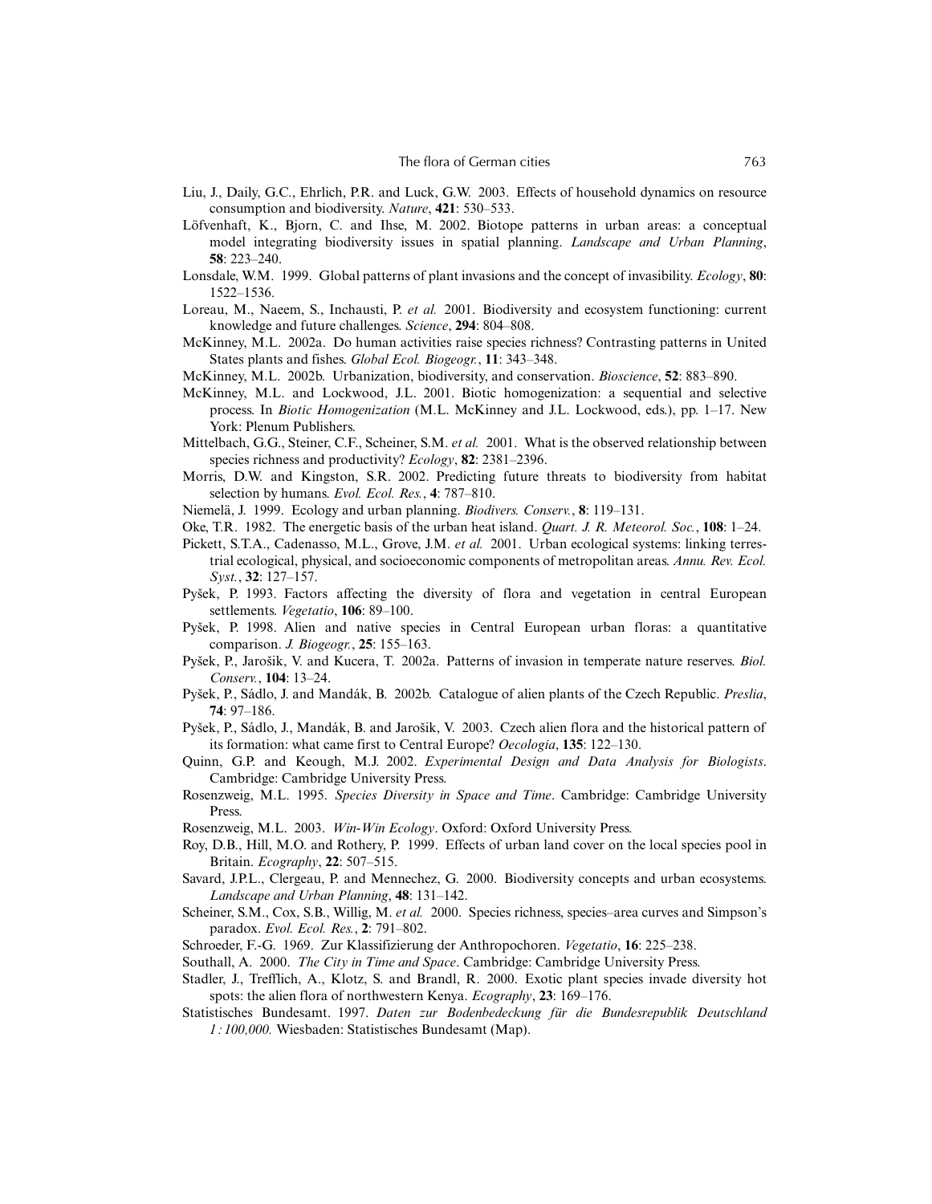Liu, J., Daily, G.C., Ehrlich, P.R. and Luck, G.W. 2003. Effects of household dynamics on resource consumption and biodiversity. *Nature*, **421**: 530–533.

Löfvenhaft, K., Bjorn, C. and Ihse, M. 2002. Biotope patterns in urban areas: a conceptual model integrating biodiversity issues in spatial planning. *Landscape and Urban Planning*, **58**: 223–240.

Lonsdale, W.M. 1999. Global patterns of plant invasions and the concept of invasibility. *Ecology*, **80**: 1522–1536.

Loreau, M., Naeem, S., Inchausti, P. *et al.* 2001. Biodiversity and ecosystem functioning: current knowledge and future challenges. *Science*, **294**: 804–808.

McKinney, M.L. 2002a. Do human activities raise species richness? Contrasting patterns in United States plants and fishes. *Global Ecol. Biogeogr.*, **11**: 343–348.

McKinney, M.L. 2002b. Urbanization, biodiversity, and conservation. *Bioscience*, **52**: 883–890.

McKinney, M.L. and Lockwood, J.L. 2001. Biotic homogenization: a sequential and selective process. In *Biotic Homogenization* (M.L. McKinney and J.L. Lockwood, eds.), pp. 1–17. New York: Plenum Publishers.

Mittelbach, G.G., Steiner, C.F., Scheiner, S.M. *et al.* 2001. What is the observed relationship between species richness and productivity? *Ecology*, **82**: 2381–2396.

Morris, D.W. and Kingston, S.R. 2002. Predicting future threats to biodiversity from habitat selection by humans. *Evol. Ecol. Res.*, **4**: 787–810.

Niemelä, J. 1999. Ecology and urban planning. *Biodivers. Conserv.*, **8**: 119–131.

Oke, T.R. 1982. The energetic basis of the urban heat island. *Quart. J. R. Meteorol. Soc.*, **108**: 1–24.

Pickett, S.T.A., Cadenasso, M.L., Grove, J.M. *et al.* 2001. Urban ecological systems: linking terrestrial ecological, physical, and socioeconomic components of metropolitan areas. *Annu. Rev. Ecol. Syst.*, **32**: 127–157.

Pyšek, P. 1993. Factors affecting the diversity of flora and vegetation in central European settlements. *Vegetatio*, **106**: 89–100.

Pyšek, P. 1998. Alien and native species in Central European urban floras: a quantitative comparison. *J. Biogeogr.*, **25**: 155–163.

Pyšek, P., Jarošik, V. and Kucera, T. 2002a. Patterns of invasion in temperate nature reserves. *Biol. Conserv.*, **104**: 13–24.

Pyšek, P., Sádlo, J. and Mandák, B. 2002b. Catalogue of alien plants of the Czech Republic. *Preslia*, **74**: 97–186.

Pyšek, P., Sádlo, J., Mandák, B. and Jarošik, V. 2003. Czech alien flora and the historical pattern of its formation: what came first to Central Europe? *Oecologia*, **135**: 122–130.

Quinn, G.P. and Keough, M.J. 2002. *Experimental Design and Data Analysis for Biologists*. Cambridge: Cambridge University Press.

Rosenzweig, M.L. 1995. *Species Diversity in Space and Time*. Cambridge: Cambridge University Press.

Rosenzweig, M.L. 2003. *Win-Win Ecology*. Oxford: Oxford University Press.

Roy, D.B., Hill, M.O. and Rothery, P. 1999. Effects of urban land cover on the local species pool in Britain. *Ecography*, **22**: 507–515.

Savard, J.P.L., Clergeau, P. and Mennechez, G. 2000. Biodiversity concepts and urban ecosystems. *Landscape and Urban Planning*, **48**: 131–142.

Scheiner, S.M., Cox, S.B., Willig, M. *et al.* 2000. Species richness, species–area curves and Simpson's paradox. *Evol. Ecol. Res.*, **2**: 791–802.

Schroeder, F.-G. 1969. Zur Klassifizierung der Anthropochoren. *Vegetatio*, **16**: 225–238.

Southall, A. 2000. *The City in Time and Space*. Cambridge: Cambridge University Press.

Stadler, J., Trefflich, A., Klotz, S. and Brandl, R. 2000. Exotic plant species invade diversity hot spots: the alien flora of northwestern Kenya. *Ecography*, **23**: 169–176.

Statistisches Bundesamt. 1997. *Daten zur Bodenbedeckung für die Bundesrepublik Deutschland 1 : 100,000.* Wiesbaden: Statistisches Bundesamt (Map).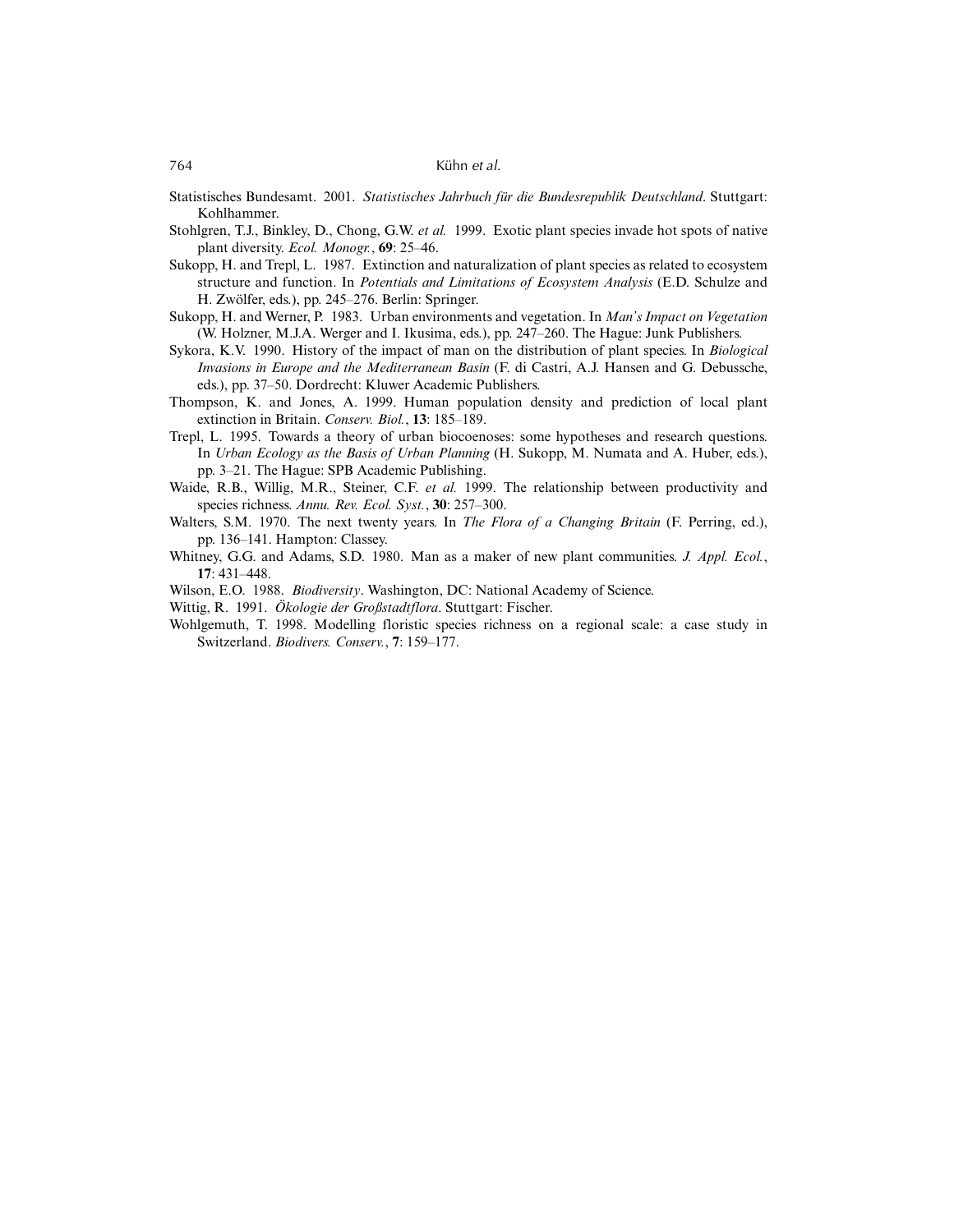Statistisches Bundesamt. 2001. *Statistisches Jahrbuch für die Bundesrepublik Deutschland*. Stuttgart: Kohlhammer.

Stohlgren, T.J., Binkley, D., Chong, G.W. *et al.* 1999. Exotic plant species invade hot spots of native plant diversity. *Ecol. Monogr.*, **69**: 25–46.

Sukopp, H. and Trepl, L. 1987. Extinction and naturalization of plant species as related to ecosystem structure and function. In *Potentials and Limitations of Ecosystem Analysis* (E.D. Schulze and H. Zwölfer, eds.), pp. 245–276. Berlin: Springer.

Sukopp, H. and Werner, P. 1983. Urban environments and vegetation. In *Man's Impact on Vegetation* (W. Holzner, M.J.A. Werger and I. Ikusima, eds.), pp. 247–260. The Hague: Junk Publishers.

Sykora, K.V. 1990. History of the impact of man on the distribution of plant species. In *Biological Invasions in Europe and the Mediterranean Basin* (F. di Castri, A.J. Hansen and G. Debussche, eds.), pp. 37–50. Dordrecht: Kluwer Academic Publishers.

Thompson, K. and Jones, A. 1999. Human population density and prediction of local plant extinction in Britain. *Conserv. Biol.*, **13**: 185–189.

Trepl, L. 1995. Towards a theory of urban biocoenoses: some hypotheses and research questions. In *Urban Ecology as the Basis of Urban Planning* (H. Sukopp, M. Numata and A. Huber, eds.), pp. 3–21. The Hague: SPB Academic Publishing.

Waide, R.B., Willig, M.R., Steiner, C.F. *et al.* 1999. The relationship between productivity and species richness. *Annu. Rev. Ecol. Syst.*, **30**: 257–300.

Walters, S.M. 1970. The next twenty years. In *The Flora of a Changing Britain* (F. Perring, ed.), pp. 136–141. Hampton: Classey.

Whitney, G.G. and Adams, S.D. 1980. Man as a maker of new plant communities. *J. Appl. Ecol.*, **17**: 431–448.

Wilson, E.O. 1988. *Biodiversity*. Washington, DC: National Academy of Science.

Wittig, R. 1991. *Ökologie der Großstadtflora*. Stuttgart: Fischer.

Wohlgemuth, T. 1998. Modelling floristic species richness on a regional scale: a case study in Switzerland. *Biodivers. Conserv.*, **7**: 159–177.